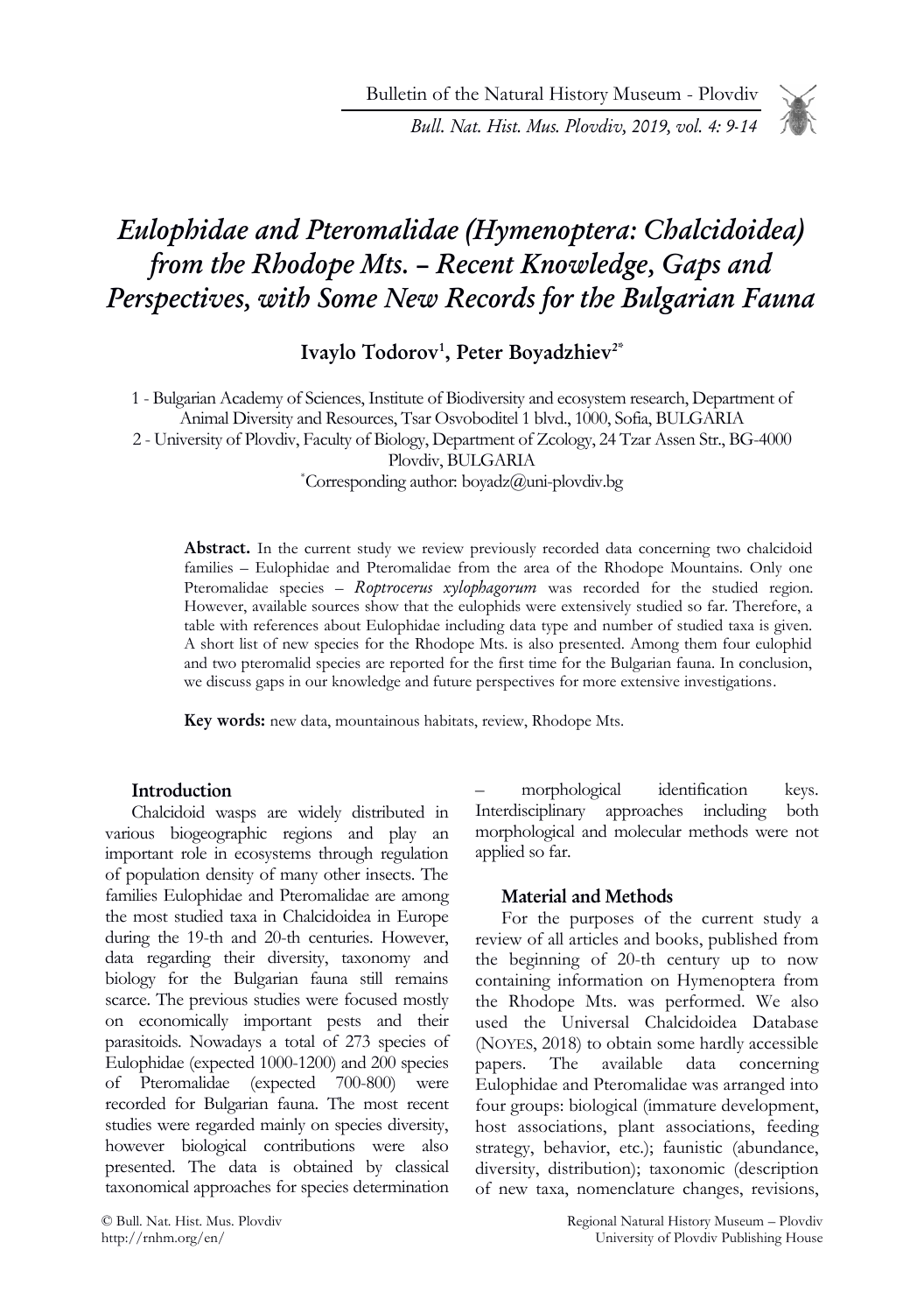# *Eulophidae and Pteromalidae (Hymenoptera: Chalcidoidea) from the Rhodope Mts. – Recent Knowledge, Gaps and Perspectives, with Some New Records for the Bulgarian Fauna*

**Ivaylo Todorov[1], Peter Boyadzhiev[2*]**

1 - Bulgarian Academy of Sciences, Institute of Biodiversity and ecosystem research, Department of Animal Diversity and Resources, Tsar Osvoboditel 1 blvd., 1000, Sofia, BULGARIA
2 - University of Plovdiv, Faculty of Biology, Department of Zoology, 24 Tzar Assen Str., BG-4000 Plovdiv, BULGARIA
[*]Corresponding author: boyadz@uni-plovdiv.bg

**Abstract.** In the current study we review previously recorded data concerning two chalcidoid families – Eulophidae and Pteromalidae from the area of the Rhodope Mountains. Only one Pteromalidae species – *Roptrocerus xylophagorum* was recorded for the studied region. However, available sources show that the eulophids were extensively studied so far. Therefore, a table with references about Eulophidae including data type and number of studied taxa is given. A short list of new species for the Rhodope Mts. is also presented. Among them four eulophid and two pteromalid species are reported for the first time for the Bulgarian fauna. In conclusion, we discuss gaps in our knowledge and future perspectives for more extensive investigations.

**Key words:** new data, mountainous habitats, review, Rhodope Mts.

## Introduction

Chalcidoid wasps are widely distributed in various biogeographic regions and play an important role in ecosystems through regulation of population density of many other insects. The families Eulophidae and Pteromalidae are among the most studied taxa in Chalcidoidea in Europe during the 19-th and 20-th centuries. However, data regarding their diversity, taxonomy and biology for the Bulgarian fauna still remains scarce. The previous studies were focused mostly on economically important pests and their parasitoids. Nowadays a total of 273 species of Eulophidae (expected 1000-1200) and 200 species of Pteromalidae (expected 700-800) were recorded for Bulgarian fauna. The most recent studies were regarded mainly on species diversity, however biological contributions were also presented. The data is obtained by classical taxonomical approaches for species determination – morphological identification keys. Interdisciplinary approaches including both morphological and molecular methods were not applied so far.

## Material and Methods

For the purposes of the current study a review of all articles and books, published from the beginning of 20-th century up to now containing information on Hymenoptera from the Rhodope Mts. was performed. We also used the Universal Chalcidoidea Database (NOYES, 2018) to obtain some hardly accessible papers. The available data concerning Eulophidae and Pteromalidae was arranged into four groups: biological (immature development, host associations, plant associations, feeding strategy, behavior, etc.); faunistic (abundance, diversity, distribution); taxonomic (description of new taxa, nomenclature changes, revisions,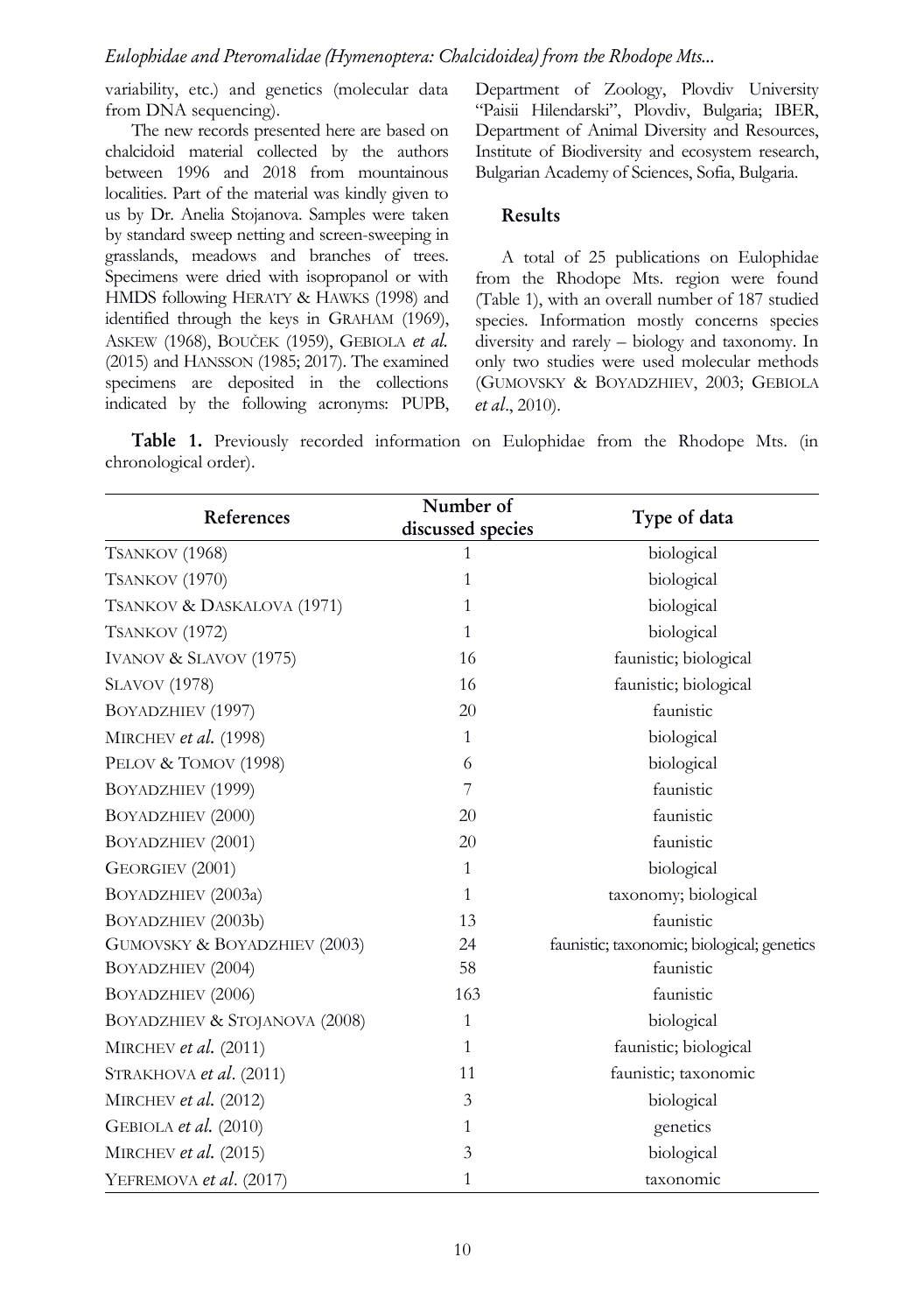variability, etc.) and genetics (molecular data from DNA sequencing).

The new records presented here are based on chalcidoid material collected by the authors between 1996 and 2018 from mountainous localities. Part of the material was kindly given to us by Dr. Anelia Stojanova. Samples were taken by standard sweep netting and screen-sweeping in grasslands, meadows and branches of trees. Specimens were dried with isopropanol or with HMDS following HERATY & HAWKS (1998) and identified through the keys in GRAHAM (1969), ASKEW (1968), BOUČEK (1959), GEBIOLA *et al.* (2015) and HANSSON (1985; 2017). The examined specimens are deposited in the collections indicated by the following acronyms: PUPB, Department of Zoology, Plovdiv University "Paisii Hilendarski", Plovdiv, Bulgaria; IBER, Department of Animal Diversity and Resources, Institute of Biodiversity and ecosystem research, Bulgarian Academy of Sciences, Sofia, Bulgaria.

## Results

A total of 25 publications on Eulophidae from the Rhodope Mts. region were found (Table 1), with an overall number of 187 studied species. Information mostly concerns species diversity and rarely – biology and taxonomy. In only two studies were used molecular methods (GUMOVSKY & BOYADZHIEV, 2003; GEBIOLA *et al*., 2010).

**Table 1.** Previously recorded information on Eulophidae from the Rhodope Mts. (in chronological order).

| References | Number of discussed species | Type of data |
|---|---|---|
| TSANKOV (1968) | 1 | biological |
| TSANKOV (1970) | 1 | biological |
| TSANKOV & DASKALOVA (1971) | 1 | biological |
| TSANKOV (1972) | 1 | biological |
| IVANOV & SLAVOV (1975) | 16 | faunistic; biological |
| SLAVOV (1978) | 16 | faunistic; biological |
| BOYADZHIEV (1997) | 20 | faunistic |
| MIRCHEV *et al.* (1998) | 1 | biological |
| PELOV & TOMOV (1998) | 6 | biological |
| BOYADZHIEV (1999) | 7 | faunistic |
| BOYADZHIEV (2000) | 20 | faunistic |
| BOYADZHIEV (2001) | 20 | faunistic |
| GEORGIEV (2001) | 1 | biological |
| BOYADZHIEV (2003a) | 1 | taxonomy; biological |
| BOYADZHIEV (2003b) | 13 | faunistic |
| GUMOVSKY & BOYADZHIEV (2003) | 24 | faunistic; taxonomic; biological; genetics |
| BOYADZHIEV (2004) | 58 | faunistic |
| BOYADZHIEV (2006) | 163 | faunistic |
| BOYADZHIEV & STOJANOVA (2008) | 1 | biological |
| MIRCHEV *et al.* (2011) | 1 | faunistic; biological |
| STRAKHOVA *et al*. (2011) | 11 | faunistic; taxonomic |
| MIRCHEV *et al.* (2012) | 3 | biological |
| GEBIOLA *et al.* (2010) | 1 | genetics |
| MIRCHEV *et al.* (2015) | 3 | biological |
| YEFREMOVA *et al*. (2017) | 1 | taxonomic |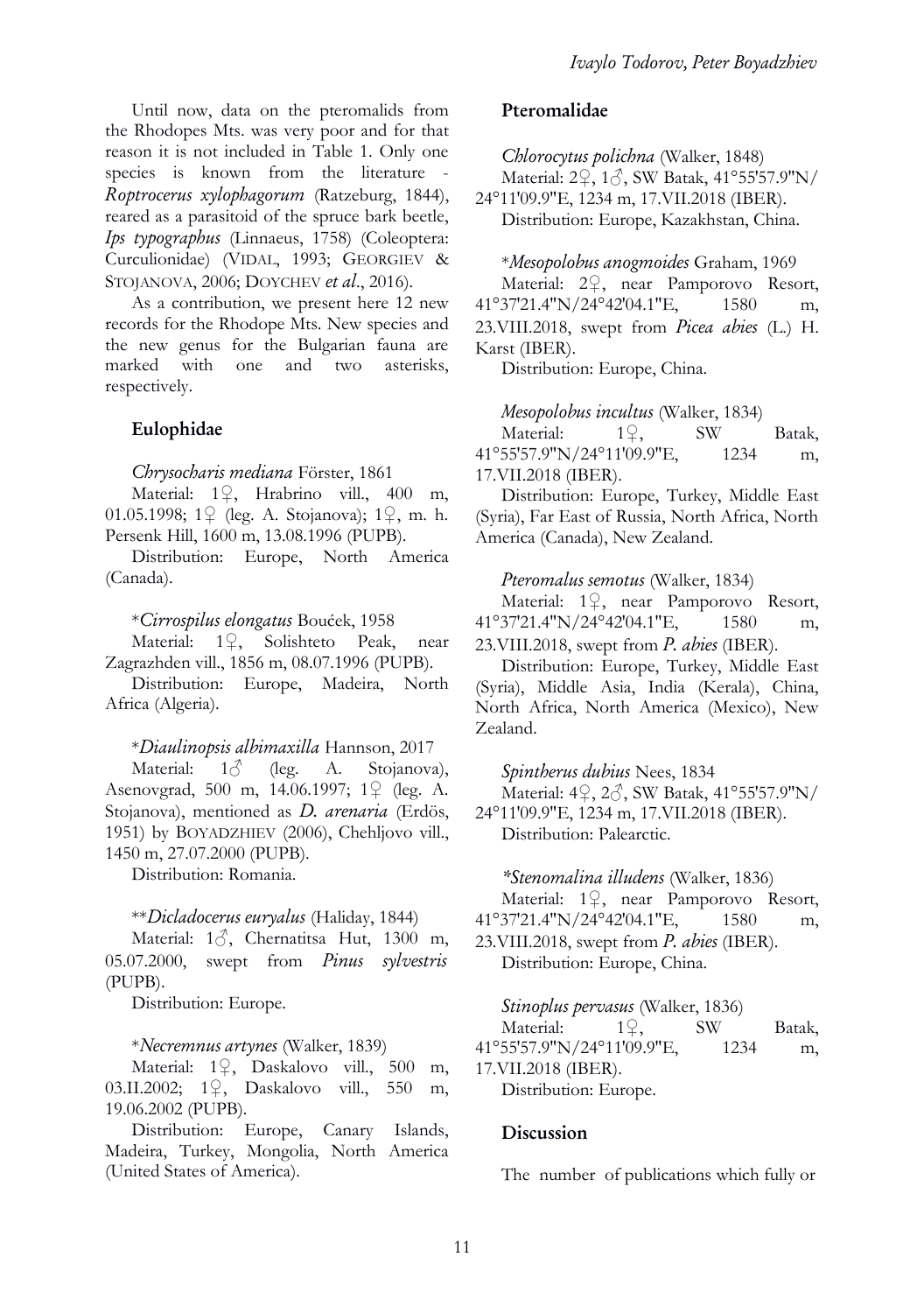Until now, data on the pteromalids from the Rhodopes Mts. was very poor and for that reason it is not included in Table 1. Only one species is known from the literature - *Roptrocerus xylophagorum* (Ratzeburg, 1844), reared as a parasitoid of the spruce bark beetle, *Ips typographus* (Linnaeus, 1758) (Coleoptera: Curculionidae) (VIDAL, 1993; GEORGIEV & STOJANOVA, 2006; DOYCHEV *et al*., 2016).

As a contribution, we present here 12 new records for the Rhodope Mts. New species and the new genus for the Bulgarian fauna are marked with one and two asterisks, respectively.

## Eulophidae

*Chrysocharis mediana* Förster, 1861

Material: 1♀, Hrabrino vill., 400 m, 01.05.1998; 1♀ (leg. A. Stojanova); 1♀, m. h. Persenk Hill, 1600 m, 13.08.1996 (PUPB).

Distribution: Europe, North America (Canada).

*\*Cirrospilus elongatus* Bouček, 1958

Material: 1♀, Solishteto Peak, near Zagrazhden vill., 1856 m, 08.07.1996 (PUPB).

Distribution: Europe, Madeira, North Africa (Algeria).

*\*Diaulinopsis albimaxilla* Hannson, 2017

Material: 1♂ (leg. A. Stojanova), Asenovgrad, 500 m, 14.06.1997; 1♀ (leg. A. Stojanova), mentioned as *D. arenaria* (Erdös, 1951) by BOYADZHIEV (2006), Chehljovo vill., 1450 m, 27.07.2000 (PUPB).

Distribution: Romania.

*\*\*Dicladocerus euryalus* (Haliday, 1844)

Material: 1♂, Chernatitsa Hut, 1300 m, 05.07.2000, swept from *Pinus sylvestris* (PUPB).

Distribution: Europe.

*\*Necremnus artynes* (Walker, 1839)

Material: 1♀, Daskalovo vill., 500 m, 03.II.2002; 1♀, Daskalovo vill., 550 m, 19.06.2002 (PUPB).

Distribution: Europe, Canary Islands, Madeira, Turkey, Mongolia, North America (United States of America).

## Pteromalidae

*Chlorocytus polichna* (Walker, 1848)

Material: 2♀, 1♂, SW Batak, 41°55'57.9"N/ 24°11'09.9"E, 1234 m, 17.VII.2018 (IBER).

Distribution: Europe, Kazakhstan, China.

*\*Mesopolobus anogmoides* Graham, 1969

Material: 2♀, near Pamporovo Resort, 41°37'21.4"N/24°42'04.1"E, 1580 m, 23.VIII.2018, swept from *Picea abies* (L.) H. Karst (IBER).

Distribution: Europe, China.

*Mesopolobus incultus* (Walker, 1834)

Material: 1♀, SW Batak, 41°55'57.9"N/24°11'09.9"E, 1234 m, 17.VII.2018 (IBER).

Distribution: Europe, Turkey, Middle East (Syria), Far East of Russia, North Africa, North America (Canada), New Zealand.

*Pteromalus semotus* (Walker, 1834)

Material: 1♀, near Pamporovo Resort, 41°37'21.4"N/24°42'04.1"E, 1580 m, 23.VIII.2018, swept from *P. abies* (IBER).

Distribution: Europe, Turkey, Middle East (Syria), Middle Asia, India (Kerala), China, North Africa, North America (Mexico), New Zealand.

*Spintherus dubius* Nees, 1834

Material: 4♀, 2♂, SW Batak, 41°55'57.9"N/ 24°11'09.9"E, 1234 m, 17.VII.2018 (IBER).

Distribution: Palearctic.

*\*Stenomalina illudens* (Walker, 1836)

Material: 1♀, near Pamporovo Resort, 41°37'21.4"N/24°42'04.1"E, 1580 m, 23.VIII.2018, swept from *P. abies* (IBER).

Distribution: Europe, China.

*Stinoplus pervasus* (Walker, 1836)

Material: 1♀, SW Batak, 41°55'57.9"N/24°11'09.9"E, 1234 m, 17.VII.2018 (IBER).

Distribution: Europe.

## Discussion

The number of publications which fully or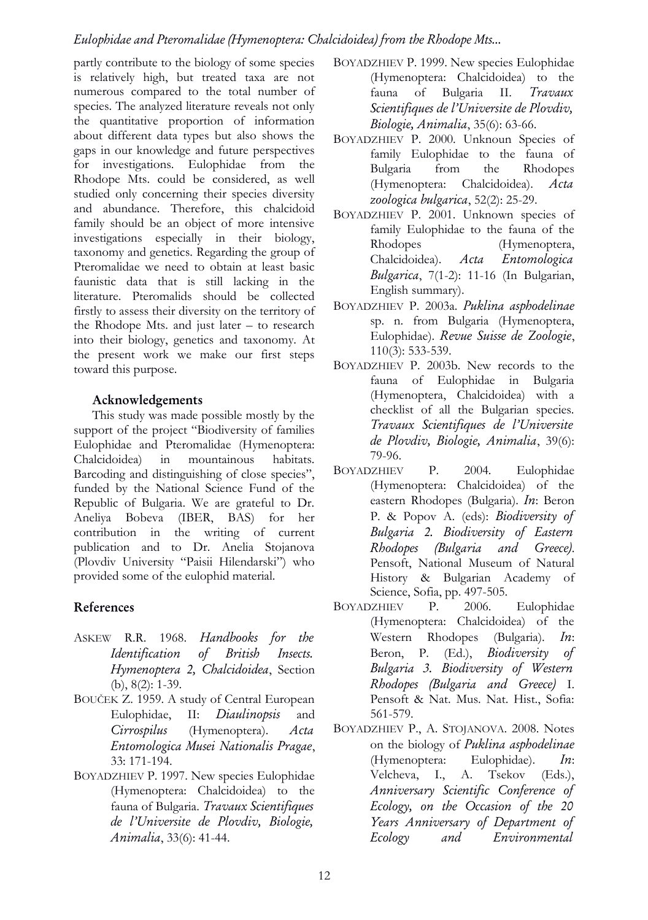partly contribute to the biology of some species is relatively high, but treated taxa are not numerous compared to the total number of species. The analyzed literature reveals not only the quantitative proportion of information about different data types but also shows the gaps in our knowledge and future perspectives for investigations. Eulophidae from the Rhodope Mts. could be considered, as well studied only concerning their species diversity and abundance. Therefore, this chalcidoid family should be an object of more intensive investigations especially in their biology, taxonomy and genetics. Regarding the group of Pteromalidae we need to obtain at least basic faunistic data that is still lacking in the literature. Pteromalids should be collected firstly to assess their diversity on the territory of the Rhodope Mts. and just later – to research into their biology, genetics and taxonomy. At the present work we make our first steps toward this purpose.

## Acknowledgements

This study was made possible mostly by the support of the project "Biodiversity of families Eulophidae and Pteromalidae (Hymenoptera: Chalcidoidea) in mountainous habitats. Barcoding and distinguishing of close species", funded by the National Science Fund of the Republic of Bulgaria. We are grateful to Dr. Aneliya Bobeva (IBER, BAS) for her contribution in the writing of current publication and to Dr. Anelia Stojanova (Plovdiv University "Paisii Hilendarski") who provided some of the eulophid material.

## References

ASKEW R.R. 1968. *Handbooks for the Identification of British Insects. Hymenoptera 2, Chalcidoidea*, Section (b), 8(2): 1-39.

BOUČEK Z. 1959. A study of Central European Eulophidae, II: *Diaulinopsis* and *Cirrospilus* (Hymenoptera). *Acta Entomologica Musei Nationalis Pragae*, 33: 171-194.

BOYADZHIEV P. 1997. New species Eulophidae (Hymenoptera: Chalcidoidea) to the fauna of Bulgaria. *Travaux Scientifiques de l'Universite de Plovdiv, Biologie, Animalia*, 33(6): 41-44.

BOYADZHIEV P. 1999. New species Eulophidae (Hymenoptera: Chalcidoidea) to the fauna of Bulgaria II. *Travaux Scientifiques de l'Universite de Plovdiv, Biologie, Animalia*, 35(6): 63-66.

BOYADZHIEV P. 2000. Unknoun Species of family Eulophidae to the fauna of Bulgaria from the Rhodopes (Hymenoptera: Chalcidoidea). *Acta zoologica bulgarica*, 52(2): 25-29.

BOYADZHIEV P. 2001. Unknown species of family Eulophidae to the fauna of the Rhodopes (Hymenoptera, Chalcidoidea). *Acta Entomologica Bulgarica*, 7(1-2): 11-16 (In Bulgarian, English summary).

BOYADZHIEV P. 2003a. *Puklina asphodelinae* sp. n. from Bulgaria (Hymenoptera, Eulophidae). *Revue Suisse de Zoologie*, 110(3): 533-539.

BOYADZHIEV P. 2003b. New records to the fauna of Eulophidae in Bulgaria (Hymenoptera, Chalcidoidea) with a checklist of all the Bulgarian species. *Travaux Scientifiques de l'Universite de Plovdiv, Biologie, Animalia*, 39(6): 79-96.

BOYADZHIEV P. 2004. Eulophidae (Hymenoptera: Chalcidoidea) of the eastern Rhodopes (Bulgaria). *In*: Beron P. & Popov A. (eds): *Biodiversity of Bulgaria 2. Biodiversity of Eastern Rhodopes (Bulgaria and Greece).* Pensoft, National Museum of Natural History & Bulgarian Academy of Science, Sofia, pp. 497-505.

BOYADZHIEV P. 2006. Eulophidae (Hymenoptera: Chalcidoidea) of the Western Rhodopes (Bulgaria). *In*: Beron, P. (Ed.), *Biodiversity of Bulgaria 3. Biodiversity of Western Rhodopes (Bulgaria and Greece)* I. Pensoft & Nat. Mus. Nat. Hist., Sofia: 561-579.

BOYADZHIEV P., A. STOJANOVA. 2008. Notes on the biology of *Puklina asphodelinae* (Hymenoptera: Eulophidae). *In*: Velcheva, I., A. Tsekov (Eds.), *Anniversary Scientific Conference of Ecology, on the Occasion of the 20 Years Anniversary of Department of Ecology and Environmental*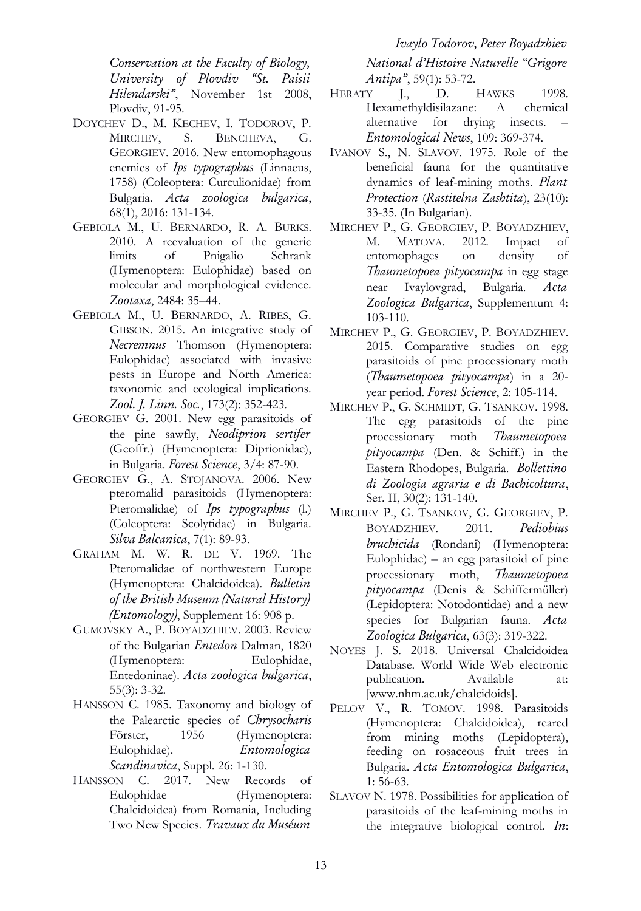Conservation at the Faculty of Biology, University of Plovdiv "St. Paisii Hilendarski"*, November 1st 2008, Plovdiv, 91-95.

DOYCHEV D., M. KECHEV, I. TODOROV, P. MIRCHEV, S. BENCHEVA, G. GEORGIEV. 2016. New entomophagous enemies of *Ips typographus* (Linnaeus, 1758) (Coleoptera: Curculionidae) from Bulgaria. *Acta zoologica bulgarica*, 68(1), 2016: 131-134.

GEBIOLA M., U. BERNARDO, R. A. BURKS. 2010. A reevaluation of the generic limits of Pnigalio Schrank (Hymenoptera: Eulophidae) based on molecular and morphological evidence. *Zootaxa*, 2484: 35–44.

GEBIOLA M., U. BERNARDO, A. RIBES, G. GIBSON. 2015. An integrative study of *Necremnus* Thomson (Hymenoptera: Eulophidae) associated with invasive pests in Europe and North America: taxonomic and ecological implications. *Zool. J. Linn. Soc.*, 173(2): 352-423.

GEORGIEV G. 2001. New egg parasitoids of the pine sawfly, *Neodiprion sertifer* (Geoffr.) (Hymenoptera: Diprionidae), in Bulgaria. *Forest Science*, 3/4: 87-90.

GEORGIEV G., A. STOJANOVA. 2006. New pteromalid parasitoids (Hymenoptera: Pteromalidae) of *Ips typographus* (l.) (Coleoptera: Scolytidae) in Bulgaria. *Silva Balcanica*, 7(1): 89-93.

GRAHAM M. W. R. DE V. 1969. The Pteromalidae of northwestern Europe (Hymenoptera: Chalcidoidea). *Bulletin of the British Museum (Natural History) (Entomology)*, Supplement 16: 908 p.

GUMOVSKY A., P. BOYADZHIEV. 2003. Review of the Bulgarian *Entedon* Dalman, 1820 (Hymenoptera: Eulophidae, Entedoninae). *Acta zoologica bulgarica*, 55(3): 3-32.

HANSSON C. 1985. Taxonomy and biology of the Palearctic species of *Chrysocharis* Förster, 1956 (Hymenoptera: Eulophidae). *Entomologica Scandinavica*, Suppl. 26: 1-130.

HANSSON C. 2017. New Records of Eulophidae (Hymenoptera: Chalcidoidea) from Romania, Including Two New Species. *Travaux du Muséum National d'Histoire Naturelle "Grigore Antipa"*, 59(1): 53-72.

HERATY J., D. HAWKS 1998. Hexamethyldisilazane: A chemical alternative for drying insects. – *Entomological News*, 109: 369-374.

IVANOV S., N. SLAVOV. 1975. Role of the beneficial fauna for the quantitative dynamics of leaf-mining moths. *Plant Protection* (*Rastitelna Zashtita*), 23(10): 33-35. (In Bulgarian).

MIRCHEV P., G. GEORGIEV, P. BOYADZHIEV, M. MATOVA. 2012. Impact of entomophages on density of *Thaumetopoea pityocampa* in egg stage near Ivaylovgrad, Bulgaria. *Acta Zoologica Bulgarica*, Supplementum 4: 103-110.

MIRCHEV P., G. GEORGIEV, P. BOYADZHIEV. 2015. Comparative studies on egg parasitoids of pine processionary moth (*Thaumetopoea pityocampa*) in a 20-year period. *Forest Science*, 2: 105-114.

MIRCHEV P., G. SCHMIDT, G. TSANKOV. 1998. The egg parasitoids of the pine processionary moth *Thaumetopoea pityocampa* (Den. & Schiff.) in the Eastern Rhodopes, Bulgaria. *Bollettino di Zoologia agraria e di Bachicoltura*, Ser. II, 30(2): 131-140.

MIRCHEV P., G. TSANKOV, G. GEORGIEV, P. BOYADZHIEV. 2011. *Pediobius bruchicida* (Rondani) (Hymenoptera: Eulophidae) – an egg parasitoid of pine processionary moth, *Thaumetopoea pityocampa* (Denis & Schiffermüller) (Lepidoptera: Notodontidae) and a new species for Bulgarian fauna. *Acta Zoologica Bulgarica*, 63(3): 319-322.

NOYES J. S. 2018. Universal Chalcidoidea Database. World Wide Web electronic publication. Available at: [www.nhm.ac.uk/chalcidoids].

PELOV V., R. TOMOV. 1998. Parasitoids (Hymenoptera: Chalcidoidea), reared from mining moths (Lepidoptera), feeding on rosaceous fruit trees in Bulgaria. *Acta Entomologica Bulgarica*, 1: 56-63.

SLAVOV N. 1978. Possibilities for application of parasitoids of the leaf-mining moths in the integrative biological control. *In*: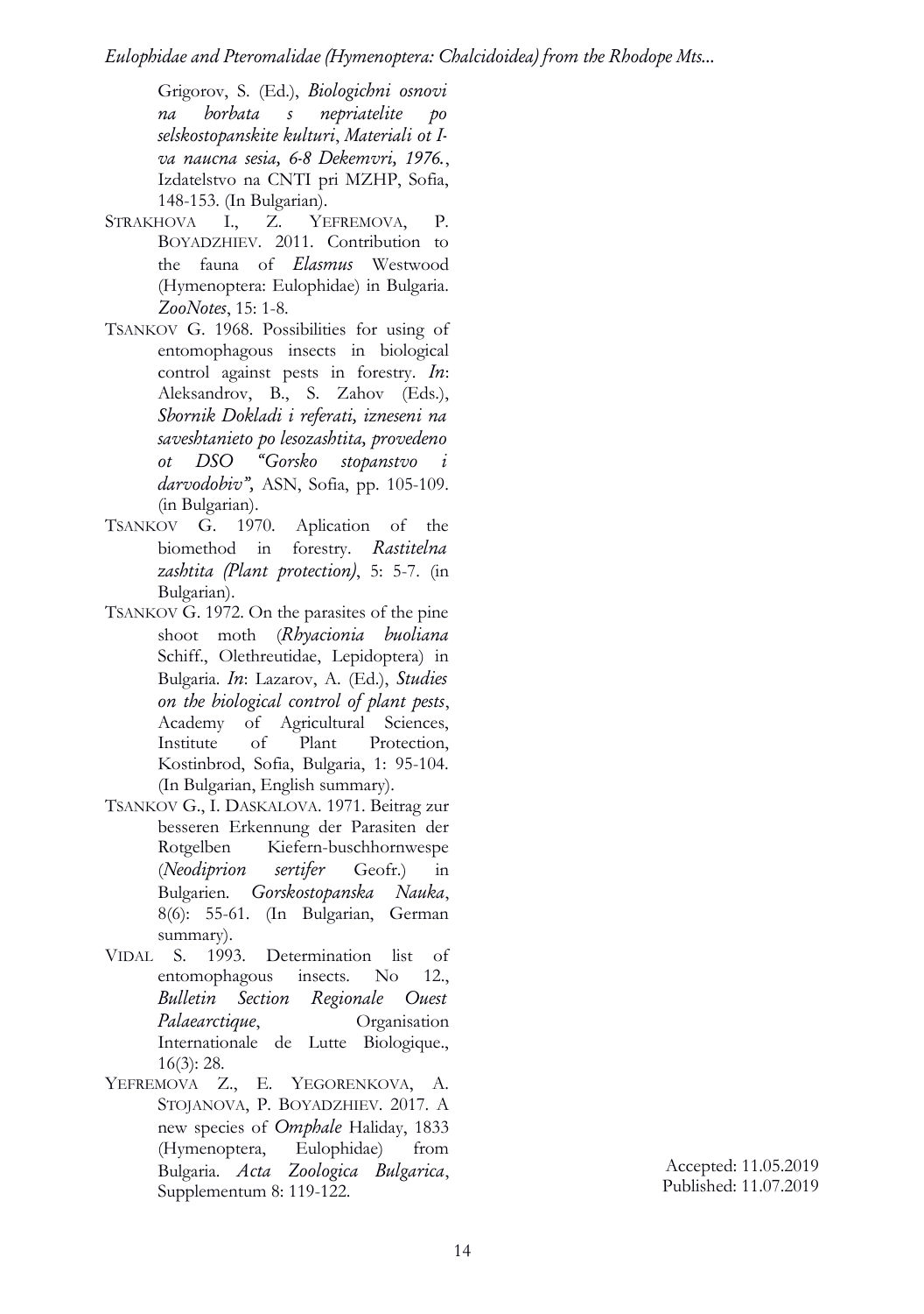Grigorov, S. (Ed.), *Biologichni osnovi na borbata s nepriatelite po selskostopanskite kulturi*, *Materiali ot I-va naucna sesia, 6-8 Dekemvri, 1976.*, Izdatelstvo na CNTI pri MZHP, Sofia, 148-153. (In Bulgarian).

STRAKHOVA I., Z. YEFREMOVA, P. BOYADZHIEV. 2011. Contribution to the fauna of *Elasmus* Westwood (Hymenoptera: Eulophidae) in Bulgaria. *ZooNotes*, 15: 1-8.

TSANKOV G. 1968. Possibilities for using of entomophagous insects in biological control against pests in forestry. *In*: Aleksandrov, B., S. Zahov (Eds.), *Sbornik Dokladi i referati, izneseni na saveshtanieto po lesozashtita, provedeno ot DSO "Gorsko stopanstvo i darvodobiv"*, ASN, Sofia, pp. 105-109. (in Bulgarian).

TSANKOV G. 1970. Aplication of the biomethod in forestry. *Rastitelna zashtita (Plant protection)*, 5: 5-7. (in Bulgarian).

TSANKOV G. 1972. On the parasites of the pine shoot moth (*Rhyacionia buoliana* Schiff., Olethreutidae, Lepidoptera) in Bulgaria. *In*: Lazarov, A. (Ed.), *Studies on the biological control of plant pests*, Academy of Agricultural Sciences, Institute of Plant Protection, Kostinbrod, Sofia, Bulgaria, 1: 95-104. (In Bulgarian, English summary).

TSANKOV G., I. DASKALOVA. 1971. Beitrag zur besseren Erkennung der Parasiten der Rotgelben Kiefern-buschhornwespe (*Neodiprion sertifer* Geofr.) in Bulgarien. *Gorskostopanska Nauka*, 8(6): 55-61. (In Bulgarian, German summary).

VIDAL S. 1993. Determination list of entomophagous insects. No 12., *Bulletin Section Regionale Ouest Palaearctique*, Organisation Internationale de Lutte Biologique., 16(3): 28.

YEFREMOVA Z., E. YEGORENKOVA, A. STOJANOVA, P. BOYADZHIEV. 2017. A new species of *Omphale* Haliday, 1833 (Hymenoptera, Eulophidae) from Bulgaria. *Acta Zoologica Bulgarica*, Supplementum 8: 119-122.

Accepted: 11.05.2019
Published: 11.07.2019